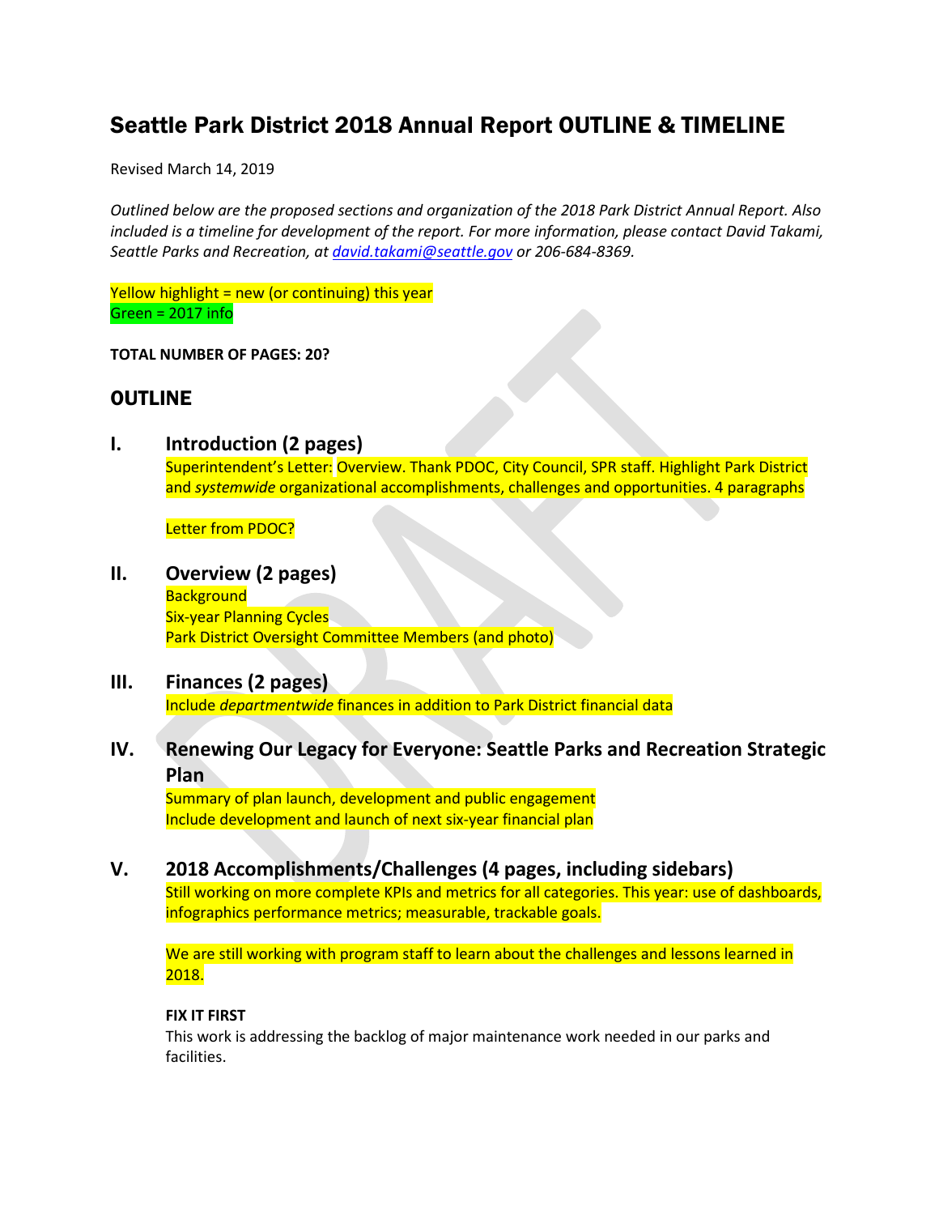# Seattle Park District 2018 Annual Report OUTLINE & TIMELINE

Revised March 14, 2019

*Outlined below are the proposed sections and organization of the 2018 Park District Annual Report. Also included is a timeline for development of the report. For more information, please contact David Takami, Seattle Parks and Recreation, at [david.takami@seattle.gov](mailto:david.takami@seattle.gov) or 206-684-8369.*

Yellow highlight = new (or continuing) this year
Green = 2017 info

**TOTAL NUMBER OF PAGES: 20?**

## OUTLINE

### I. Introduction (2 pages)

Superintendent's Letter: Overview. Thank PDOC, City Council, SPR staff. Highlight Park District and *systemwide* organizational accomplishments, challenges and opportunities. 4 paragraphs

Letter from PDOC?

### II. Overview (2 pages)

Background
Six-year Planning Cycles
Park District Oversight Committee Members (and photo)

### III. Finances (2 pages)

Include *departmentwide* finances in addition to Park District financial data

### IV. Renewing Our Legacy for Everyone: Seattle Parks and Recreation Strategic Plan

Summary of plan launch, development and public engagement
Include development and launch of next six-year financial plan

### V. 2018 Accomplishments/Challenges (4 pages, including sidebars)

Still working on more complete KPIs and metrics for all categories. This year: use of dashboards, infographics performance metrics; measurable, trackable goals.

We are still working with program staff to learn about the challenges and lessons learned in 2018.

**FIX IT FIRST**

This work is addressing the backlog of major maintenance work needed in our parks and facilities.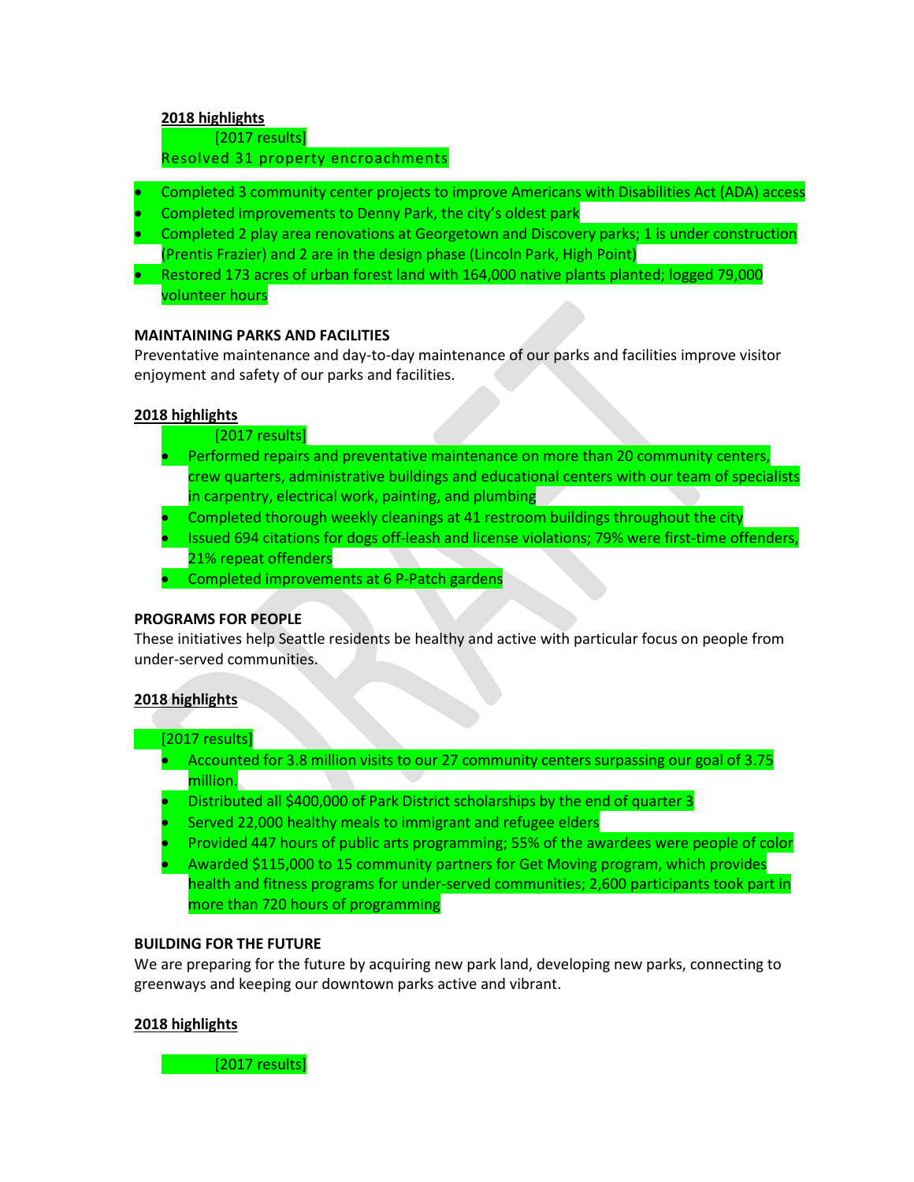**2018 highlights**

[2017 results]

Resolved 31 property encroachments

- Completed 3 community center projects to improve Americans with Disabilities Act (ADA) access
- Completed improvements to Denny Park, the city's oldest park
- Completed 2 play area renovations at Georgetown and Discovery parks; 1 is under construction (Prentis Frazier) and 2 are in the design phase (Lincoln Park, High Point)
- Restored 173 acres of urban forest land with 164,000 native plants planted; logged 79,000 volunteer hours

**MAINTAINING PARKS AND FACILITIES**

Preventative maintenance and day-to-day maintenance of our parks and facilities improve visitor enjoyment and safety of our parks and facilities.

**2018 highlights**

[2017 results]

- Performed repairs and preventative maintenance on more than 20 community centers, crew quarters, administrative buildings and educational centers with our team of specialists in carpentry, electrical work, painting, and plumbing
- Completed thorough weekly cleanings at 41 restroom buildings throughout the city
- Issued 694 citations for dogs off-leash and license violations; 79% were first-time offenders, 21% repeat offenders
- Completed improvements at 6 P-Patch gardens

**PROGRAMS FOR PEOPLE**

These initiatives help Seattle residents be healthy and active with particular focus on people from under-served communities.

**2018 highlights**

[2017 results]

- Accounted for 3.8 million visits to our 27 community centers surpassing our goal of 3.75 million.
- Distributed all $400,000 of Park District scholarships by the end of quarter 3
- Served 22,000 healthy meals to immigrant and refugee elders
- Provided 447 hours of public arts programming; 55% of the awardees were people of color
- Awarded $115,000 to 15 community partners for Get Moving program, which provides health and fitness programs for under-served communities; 2,600 participants took part in more than 720 hours of programming

**BUILDING FOR THE FUTURE**

We are preparing for the future by acquiring new park land, developing new parks, connecting to greenways and keeping our downtown parks active and vibrant.

**2018 highlights**

[2017 results]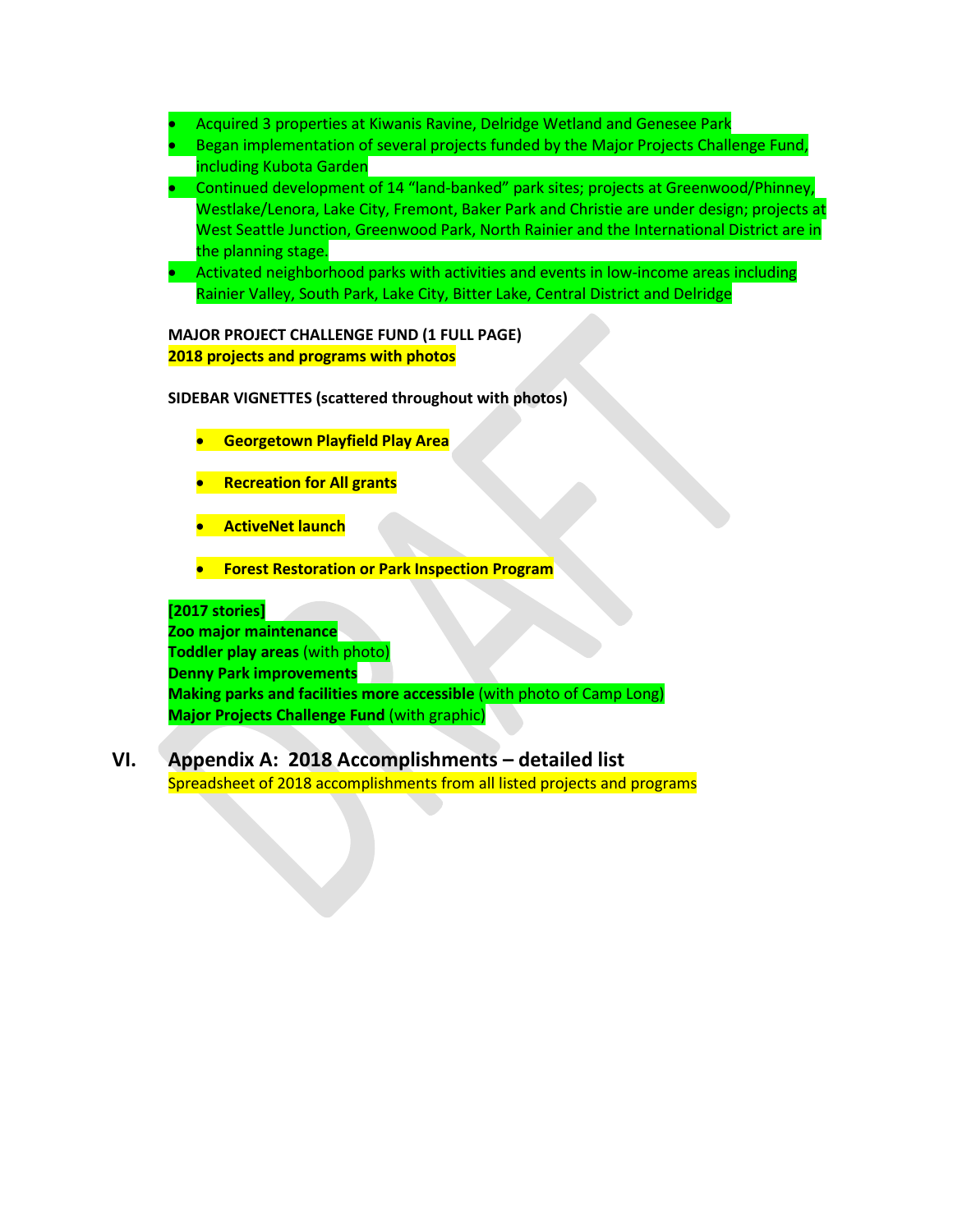- Acquired 3 properties at Kiwanis Ravine, Delridge Wetland and Genesee Park
- Began implementation of several projects funded by the Major Projects Challenge Fund, including Kubota Garden
- Continued development of 14 "land-banked" park sites; projects at Greenwood/Phinney, Westlake/Lenora, Lake City, Fremont, Baker Park and Christie are under design; projects at West Seattle Junction, Greenwood Park, North Rainier and the International District are in the planning stage.
- Activated neighborhood parks with activities and events in low-income areas including Rainier Valley, South Park, Lake City, Bitter Lake, Central District and Delridge

**MAJOR PROJECT CHALLENGE FUND (1 FULL PAGE)**
**2018 projects and programs with photos**

**SIDEBAR VIGNETTES (scattered throughout with photos)**

- **Georgetown Playfield Play Area**
- **Recreation for All grants**
- **ActiveNet launch**
- **Forest Restoration or Park Inspection Program**

**[2017 stories]**
**Zoo major maintenance**
**Toddler play areas** (with photo)
**Denny Park improvements**
**Making parks and facilities more accessible** (with photo of Camp Long)
**Major Projects Challenge Fund** (with graphic)

## VI. Appendix A: 2018 Accomplishments – detailed list

Spreadsheet of 2018 accomplishments from all listed projects and programs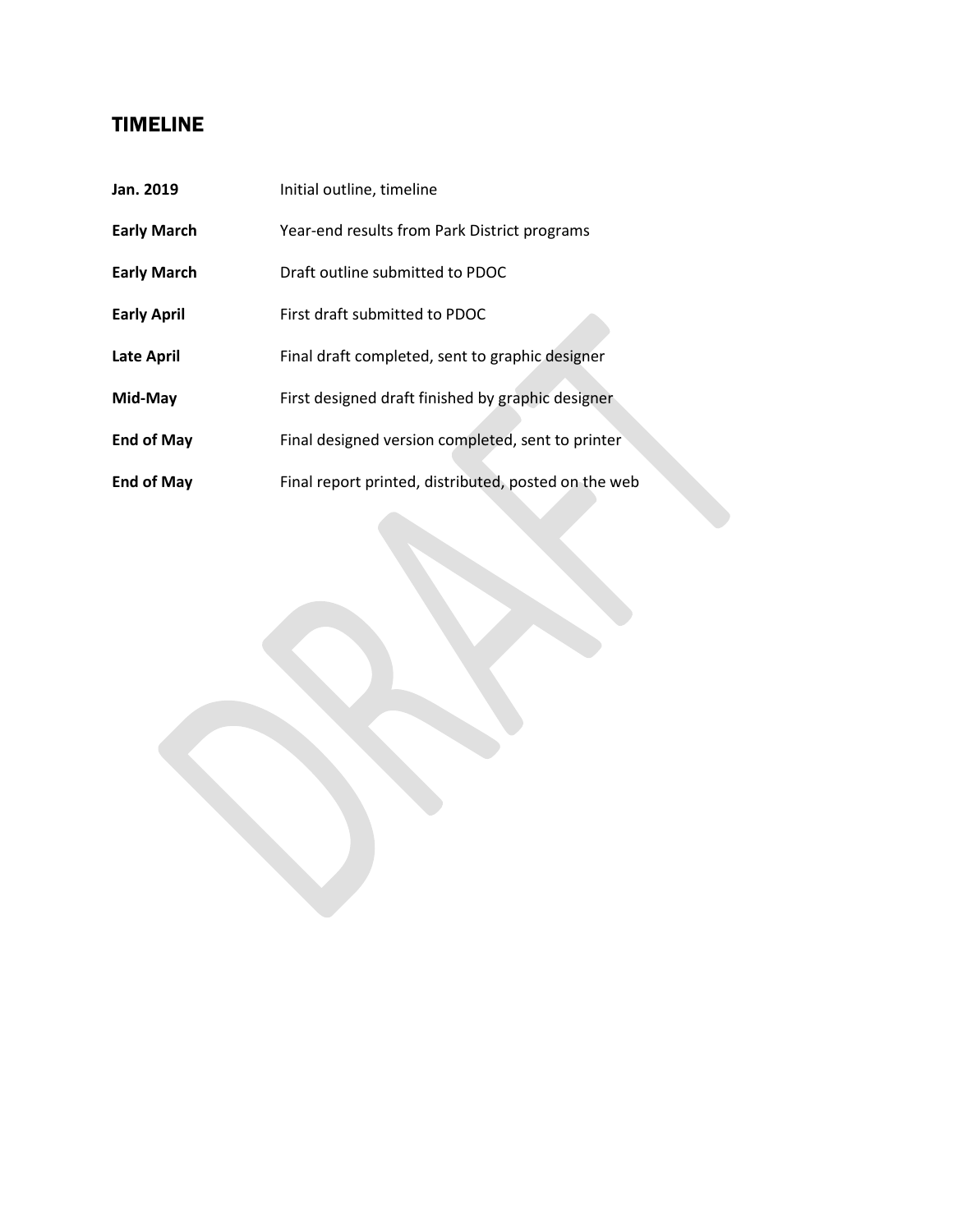## TIMELINE

| | |
|---|---|
| **Jan. 2019** | Initial outline, timeline |
| **Early March** | Year-end results from Park District programs |
| **Early March** | Draft outline submitted to PDOC |
| **Early April** | First draft submitted to PDOC |
| **Late April** | Final draft completed, sent to graphic designer |
| **Mid-May** | First designed draft finished by graphic designer |
| **End of May** | Final designed version completed, sent to printer |
| **End of May** | Final report printed, distributed, posted on the web |